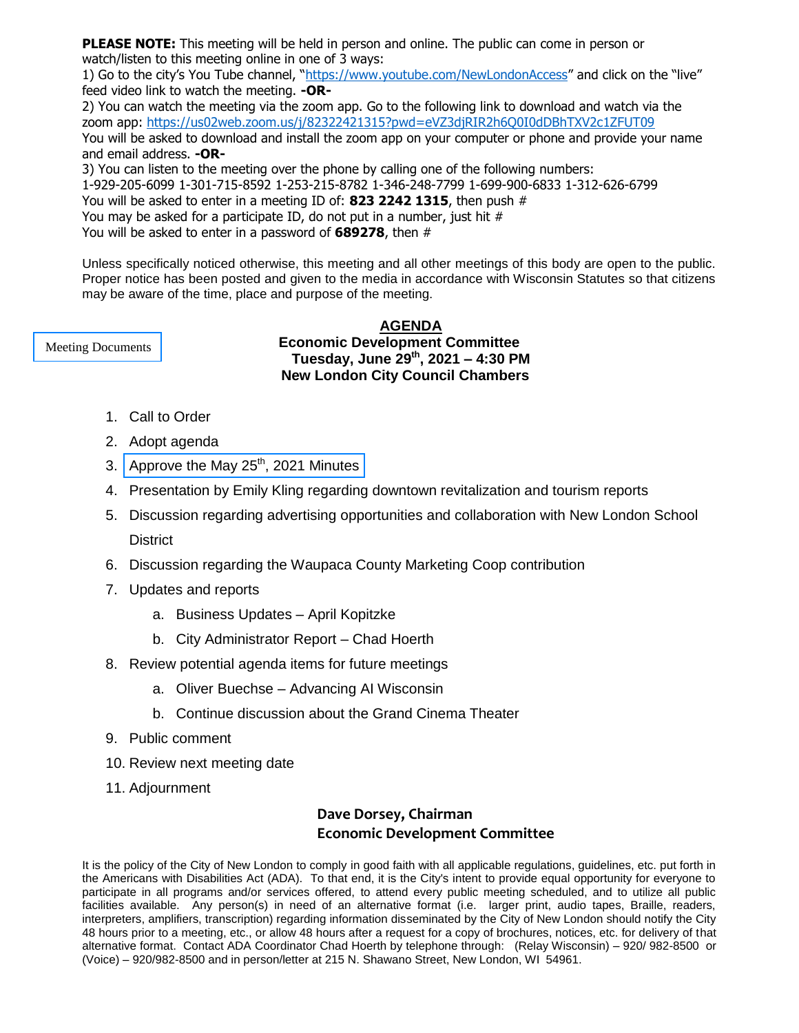**PLEASE NOTE:** This meeting will be held in person and online. The public can come in person or watch/listen to this meeting online in one of 3 ways:

1) Go to the city's You Tube channel, "https://www.youtube.com/NewLondonAccess" and click on the "live" feed video link to watch the meeting. **-OR-**

2) You can watch the meeting via the zoom app. Go to the following link to download and watch via the zoom app: https://us02web.zoom.us/j/82322421315?pwd=eVZ3djRIR2h6Q0I0dDBhTXV2c1ZFUT09
You will be asked to download and install the zoom app on your computer or phone and provide your name and email address. **-OR-**

3) You can listen to the meeting over the phone by calling one of the following numbers:
1-929-205-6099 1-301-715-8592 1-253-215-8782 1-346-248-7799 1-699-900-6833 1-312-626-6799
You will be asked to enter in a meeting ID of: **823 2242 1315**, then push #
You may be asked for a participate ID, do not put in a number, just hit #
You will be asked to enter in a password of **689278**, then #

Unless specifically noticed otherwise, this meeting and all other meetings of this body are open to the public. Proper notice has been posted and given to the media in accordance with Wisconsin Statutes so that citizens may be aware of the time, place and purpose of the meeting.

Meeting Documents

# AGENDA

**Economic Development Committee**
**Tuesday, June 29th, 2021 – 4:30 PM**
**New London City Council Chambers**

1. Call to Order
2. Adopt agenda
3. Approve the May 25th, 2021 Minutes
4. Presentation by Emily Kling regarding downtown revitalization and tourism reports
5. Discussion regarding advertising opportunities and collaboration with New London School District
6. Discussion regarding the Waupaca County Marketing Coop contribution
7. Updates and reports
   a. Business Updates – April Kopitzke
   b. City Administrator Report – Chad Hoerth
8. Review potential agenda items for future meetings
   a. Oliver Buechse – Advancing AI Wisconsin
   b. Continue discussion about the Grand Cinema Theater
9. Public comment
10. Review next meeting date
11. Adjournment

**Dave Dorsey, Chairman**
**Economic Development Committee**

It is the policy of the City of New London to comply in good faith with all applicable regulations, guidelines, etc. put forth in the Americans with Disabilities Act (ADA). To that end, it is the City's intent to provide equal opportunity for everyone to participate in all programs and/or services offered, to attend every public meeting scheduled, and to utilize all public facilities available. Any person(s) in need of an alternative format (i.e. larger print, audio tapes, Braille, readers, interpreters, amplifiers, transcription) regarding information disseminated by the City of New London should notify the City 48 hours prior to a meeting, etc., or allow 48 hours after a request for a copy of brochures, notices, etc. for delivery of that alternative format. Contact ADA Coordinator Chad Hoerth by telephone through: (Relay Wisconsin) – 920/ 982-8500 or (Voice) – 920/982-8500 and in person/letter at 215 N. Shawano Street, New London, WI 54961.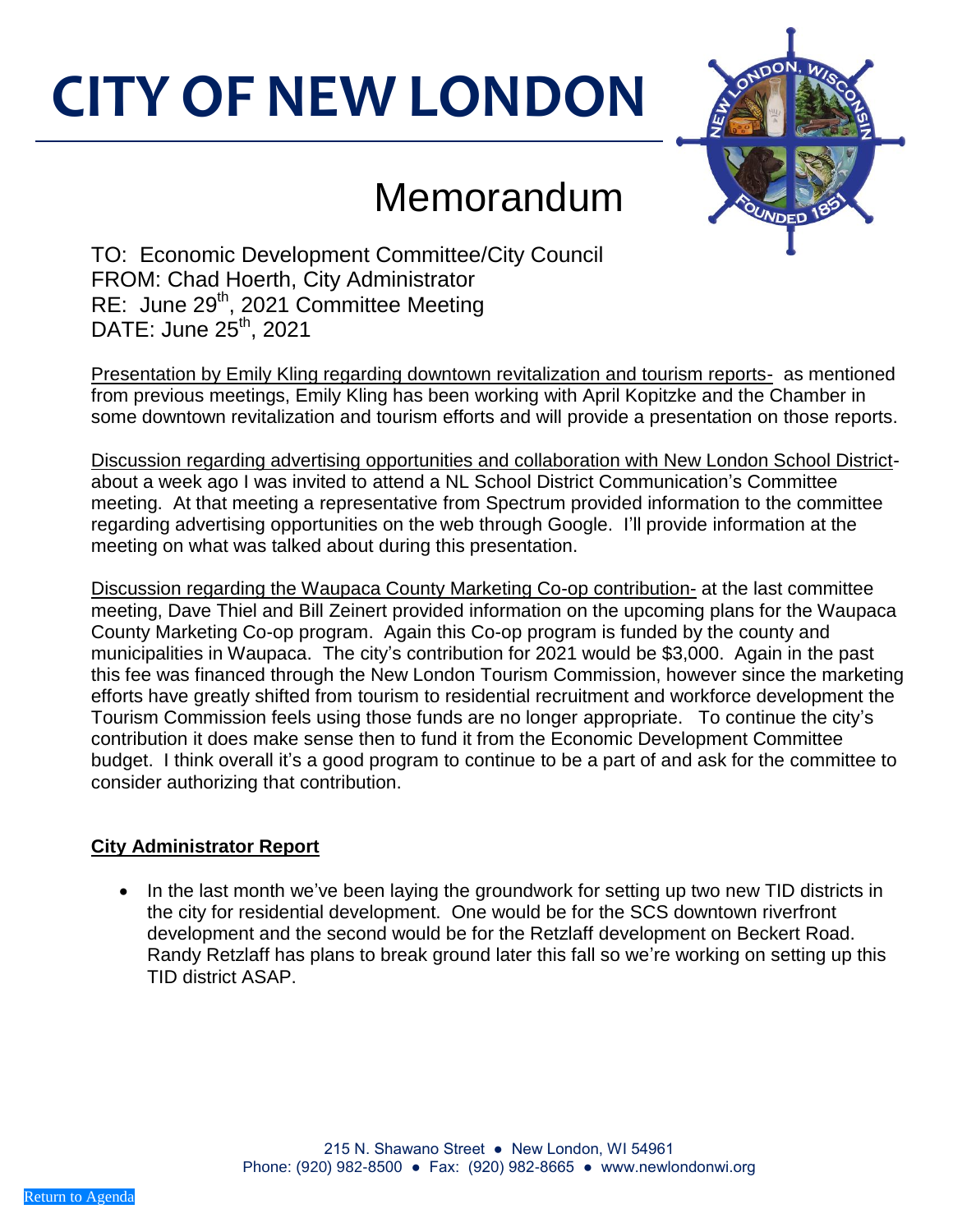# CITY OF NEW LONDON

## Memorandum

TO: Economic Development Committee/City Council
FROM: Chad Hoerth, City Administrator
RE: June 29th, 2021 Committee Meeting
DATE: June 25th, 2021

Presentation by Emily Kling regarding downtown revitalization and tourism reports- as mentioned from previous meetings, Emily Kling has been working with April Kopitzke and the Chamber in some downtown revitalization and tourism efforts and will provide a presentation on those reports.

Discussion regarding advertising opportunities and collaboration with New London School District- about a week ago I was invited to attend a NL School District Communication's Committee meeting. At that meeting a representative from Spectrum provided information to the committee regarding advertising opportunities on the web through Google. I'll provide information at the meeting on what was talked about during this presentation.

Discussion regarding the Waupaca County Marketing Co-op contribution- at the last committee meeting, Dave Thiel and Bill Zeinert provided information on the upcoming plans for the Waupaca County Marketing Co-op program. Again this Co-op program is funded by the county and municipalities in Waupaca. The city's contribution for 2021 would be $3,000. Again in the past this fee was financed through the New London Tourism Commission, however since the marketing efforts have greatly shifted from tourism to residential recruitment and workforce development the Tourism Commission feels using those funds are no longer appropriate. To continue the city's contribution it does make sense then to fund it from the Economic Development Committee budget. I think overall it's a good program to continue to be a part of and ask for the committee to consider authorizing that contribution.

**City Administrator Report**

- In the last month we've been laying the groundwork for setting up two new TID districts in the city for residential development. One would be for the SCS downtown riverfront development and the second would be for the Retzlaff development on Beckert Road. Randy Retzlaff has plans to break ground later this fall so we're working on setting up this TID district ASAP.

215 N. Shawano Street ● New London, WI 54961
Phone: (920) 982-8500 ● Fax: (920) 982-8665 ● www.newlondonwi.org

Return to Agenda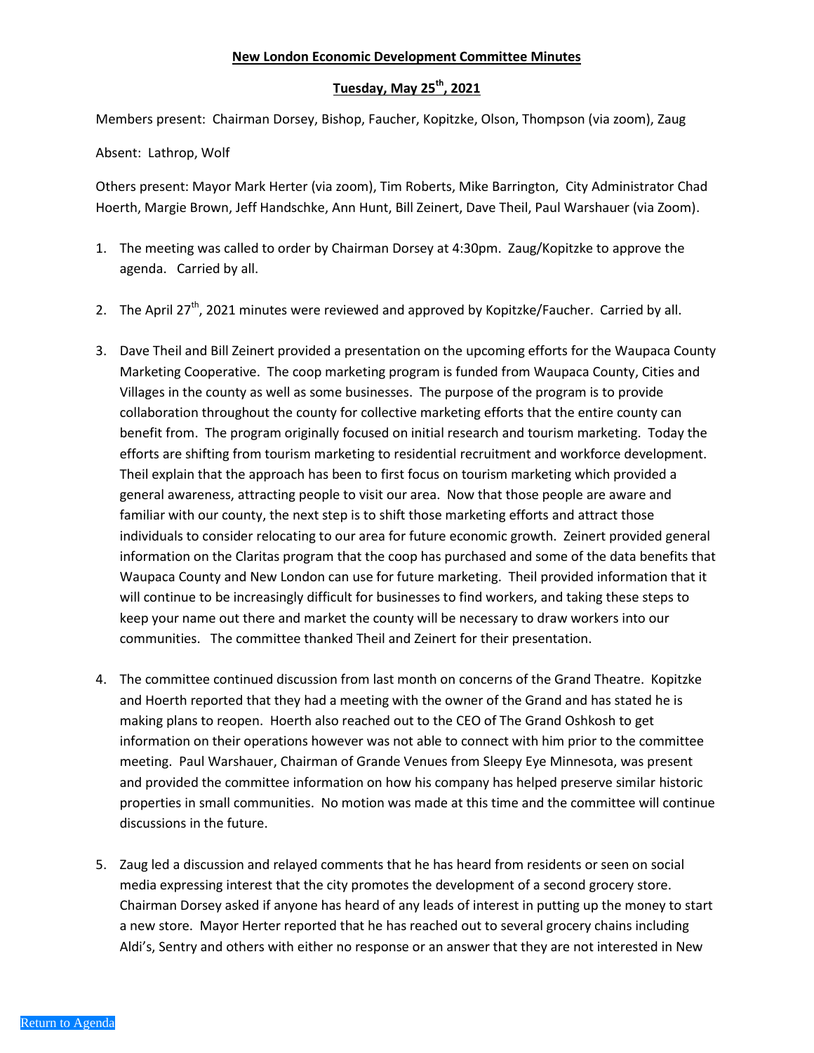**New London Economic Development Committee Minutes**

**Tuesday, May 25th, 2021**

Members present: Chairman Dorsey, Bishop, Faucher, Kopitzke, Olson, Thompson (via zoom), Zaug

Absent: Lathrop, Wolf

Others present: Mayor Mark Herter (via zoom), Tim Roberts, Mike Barrington, City Administrator Chad Hoerth, Margie Brown, Jeff Handschke, Ann Hunt, Bill Zeinert, Dave Theil, Paul Warshauer (via Zoom).

1. The meeting was called to order by Chairman Dorsey at 4:30pm. Zaug/Kopitzke to approve the agenda. Carried by all.

2. The April 27th, 2021 minutes were reviewed and approved by Kopitzke/Faucher. Carried by all.

3. Dave Theil and Bill Zeinert provided a presentation on the upcoming efforts for the Waupaca County Marketing Cooperative. The coop marketing program is funded from Waupaca County, Cities and Villages in the county as well as some businesses. The purpose of the program is to provide collaboration throughout the county for collective marketing efforts that the entire county can benefit from. The program originally focused on initial research and tourism marketing. Today the efforts are shifting from tourism marketing to residential recruitment and workforce development. Theil explain that the approach has been to first focus on tourism marketing which provided a general awareness, attracting people to visit our area. Now that those people are aware and familiar with our county, the next step is to shift those marketing efforts and attract those individuals to consider relocating to our area for future economic growth. Zeinert provided general information on the Claritas program that the coop has purchased and some of the data benefits that Waupaca County and New London can use for future marketing. Theil provided information that it will continue to be increasingly difficult for businesses to find workers, and taking these steps to keep your name out there and market the county will be necessary to draw workers into our communities. The committee thanked Theil and Zeinert for their presentation.

4. The committee continued discussion from last month on concerns of the Grand Theatre. Kopitzke and Hoerth reported that they had a meeting with the owner of the Grand and has stated he is making plans to reopen. Hoerth also reached out to the CEO of The Grand Oshkosh to get information on their operations however was not able to connect with him prior to the committee meeting. Paul Warshauer, Chairman of Grande Venues from Sleepy Eye Minnesota, was present and provided the committee information on how his company has helped preserve similar historic properties in small communities. No motion was made at this time and the committee will continue discussions in the future.

5. Zaug led a discussion and relayed comments that he has heard from residents or seen on social media expressing interest that the city promotes the development of a second grocery store. Chairman Dorsey asked if anyone has heard of any leads of interest in putting up the money to start a new store. Mayor Herter reported that he has reached out to several grocery chains including Aldi's, Sentry and others with either no response or an answer that they are not interested in New

Return to Agenda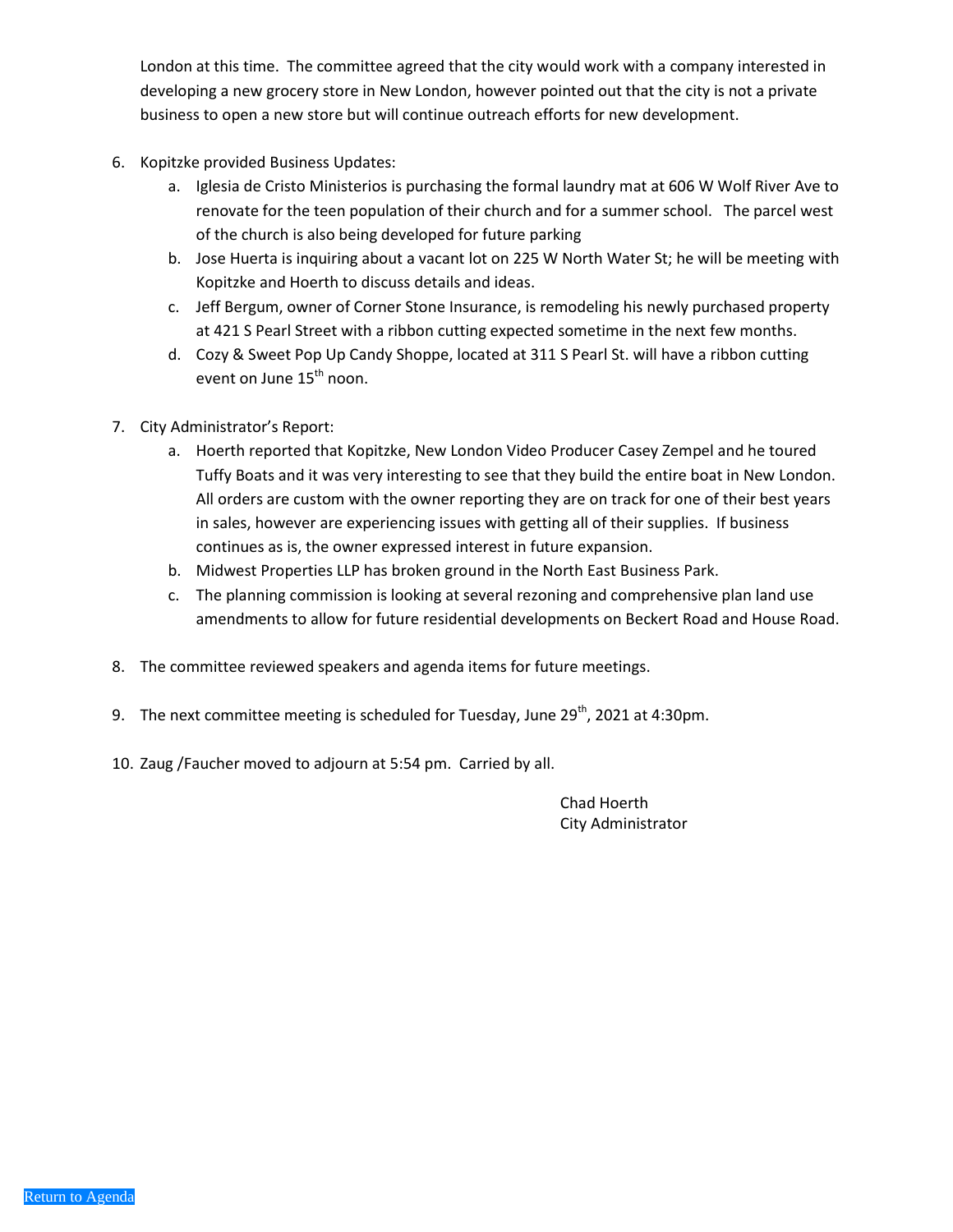London at this time. The committee agreed that the city would work with a company interested in developing a new grocery store in New London, however pointed out that the city is not a private business to open a new store but will continue outreach efforts for new development.

6. Kopitzke provided Business Updates:
   a. Iglesia de Cristo Ministerios is purchasing the formal laundry mat at 606 W Wolf River Ave to renovate for the teen population of their church and for a summer school. The parcel west of the church is also being developed for future parking
   b. Jose Huerta is inquiring about a vacant lot on 225 W North Water St; he will be meeting with Kopitzke and Hoerth to discuss details and ideas.
   c. Jeff Bergum, owner of Corner Stone Insurance, is remodeling his newly purchased property at 421 S Pearl Street with a ribbon cutting expected sometime in the next few months.
   d. Cozy & Sweet Pop Up Candy Shoppe, located at 311 S Pearl St. will have a ribbon cutting event on June 15th noon.

7. City Administrator's Report:
   a. Hoerth reported that Kopitzke, New London Video Producer Casey Zempel and he toured Tuffy Boats and it was very interesting to see that they build the entire boat in New London. All orders are custom with the owner reporting they are on track for one of their best years in sales, however are experiencing issues with getting all of their supplies. If business continues as is, the owner expressed interest in future expansion.
   b. Midwest Properties LLP has broken ground in the North East Business Park.
   c. The planning commission is looking at several rezoning and comprehensive plan land use amendments to allow for future residential developments on Beckert Road and House Road.

8. The committee reviewed speakers and agenda items for future meetings.

9. The next committee meeting is scheduled for Tuesday, June 29th, 2021 at 4:30pm.

10. Zaug /Faucher moved to adjourn at 5:54 pm. Carried by all.

Chad Hoerth
City Administrator

Return to Agenda